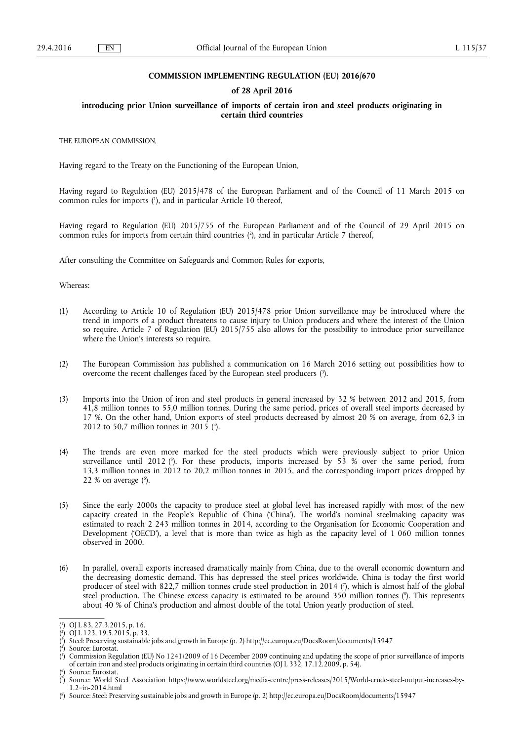**COMMISSION IMPLEMENTING REGULATION (EU) 2016/670**

**of 28 April 2016**

**introducing prior Union surveillance of imports of certain iron and steel products originating in certain third countries**

THE EUROPEAN COMMISSION,

Having regard to the Treaty on the Functioning of the European Union,

Having regard to Regulation (EU) 2015/478 of the European Parliament and of the Council of 11 March 2015 on common rules for imports [1], and in particular Article 10 thereof,

Having regard to Regulation (EU) 2015/755 of the European Parliament and of the Council of 29 April 2015 on common rules for imports from certain third countries [2], and in particular Article 7 thereof,

After consulting the Committee on Safeguards and Common Rules for exports,

Whereas:

(1) According to Article 10 of Regulation (EU) 2015/478 prior Union surveillance may be introduced where the trend in imports of a product threatens to cause injury to Union producers and where the interest of the Union so require. Article 7 of Regulation (EU) 2015/755 also allows for the possibility to introduce prior surveillance where the Union's interests so require.

(2) The European Commission has published a communication on 16 March 2016 setting out possibilities how to overcome the recent challenges faced by the European steel producers [3].

(3) Imports into the Union of iron and steel products in general increased by 32 % between 2012 and 2015, from 41,8 million tonnes to 55,0 million tonnes. During the same period, prices of overall steel imports decreased by 17 %. On the other hand, Union exports of steel products decreased by almost 20 % on average, from 62,3 in 2012 to 50,7 million tonnes in 2015 [4].

(4) The trends are even more marked for the steel products which were previously subject to prior Union surveillance until 2012 [5]. For these products, imports increased by 53 % over the same period, from 13,3 million tonnes in 2012 to 20,2 million tonnes in 2015, and the corresponding import prices dropped by 22 % on average [6].

(5) Since the early 2000s the capacity to produce steel at global level has increased rapidly with most of the new capacity created in the People's Republic of China ('China'). The world's nominal steelmaking capacity was estimated to reach 2 243 million tonnes in 2014, according to the Organisation for Economic Cooperation and Development ('OECD'), a level that is more than twice as high as the capacity level of 1 060 million tonnes observed in 2000.

(6) In parallel, overall exports increased dramatically mainly from China, due to the overall economic downturn and the decreasing domestic demand. This has depressed the steel prices worldwide. China is today the first world producer of steel with 822,7 million tonnes crude steel production in 2014 [7], which is almost half of the global steel production. The Chinese excess capacity is estimated to be around 350 million tonnes [8]. This represents about 40 % of China's production and almost double of the total Union yearly production of steel.

---

[1] OJ L 83, 27.3.2015, p. 16.

[2] OJ L 123, 19.5.2015, p. 33.

[3] Steel: Preserving sustainable jobs and growth in Europe (p. 2) http://ec.europa.eu/DocsRoom/documents/15947

[4] Source: Eurostat.

[5] Commission Regulation (EU) No 1241/2009 of 16 December 2009 continuing and updating the scope of prior surveillance of imports of certain iron and steel products originating in certain third countries (OJ L 332, 17.12.2009, p. 54).

[6] Source: Eurostat.

[7] Source: World Steel Association https://www.worldsteel.org/media-centre/press-releases/2015/World-crude-steel-output-increases-by-1.2--in-2014.html

[8] Source: Steel: Preserving sustainable jobs and growth in Europe (p. 2) http://ec.europa.eu/DocsRoom/documents/15947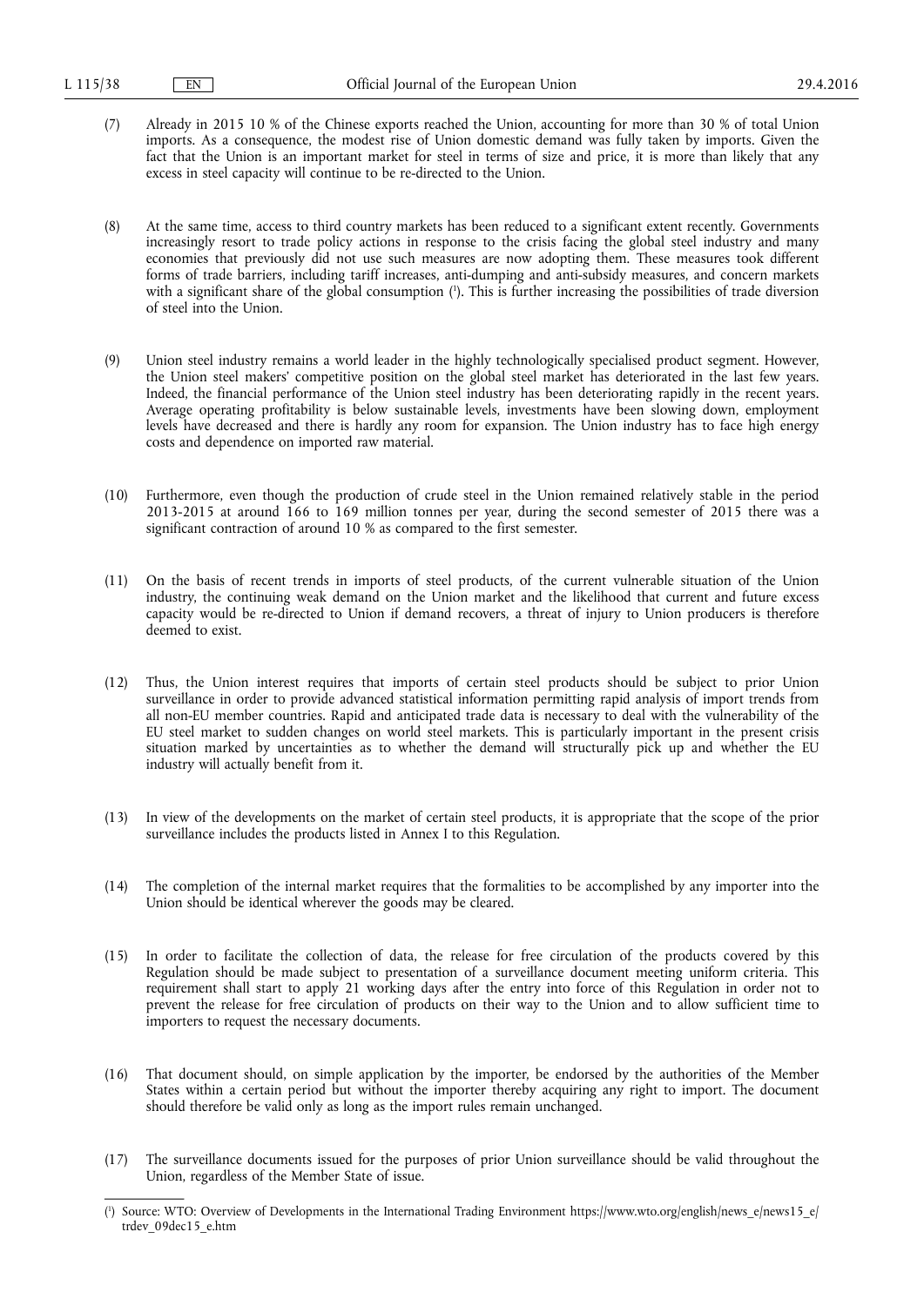(7) Already in 2015 10 % of the Chinese exports reached the Union, accounting for more than 30 % of total Union imports. As a consequence, the modest rise of Union domestic demand was fully taken by imports. Given the fact that the Union is an important market for steel in terms of size and price, it is more than likely that any excess in steel capacity will continue to be re-directed to the Union.

(8) At the same time, access to third country markets has been reduced to a significant extent recently. Governments increasingly resort to trade policy actions in response to the crisis facing the global steel industry and many economies that previously did not use such measures are now adopting them. These measures took different forms of trade barriers, including tariff increases, anti-dumping and anti-subsidy measures, and concern markets with a significant share of the global consumption [1]. This is further increasing the possibilities of trade diversion of steel into the Union.

(9) Union steel industry remains a world leader in the highly technologically specialised product segment. However, the Union steel makers' competitive position on the global steel market has deteriorated in the last few years. Indeed, the financial performance of the Union steel industry has been deteriorating rapidly in the recent years. Average operating profitability is below sustainable levels, investments have been slowing down, employment levels have decreased and there is hardly any room for expansion. The Union industry has to face high energy costs and dependence on imported raw material.

(10) Furthermore, even though the production of crude steel in the Union remained relatively stable in the period 2013-2015 at around 166 to 169 million tonnes per year, during the second semester of 2015 there was a significant contraction of around 10 % as compared to the first semester.

(11) On the basis of recent trends in imports of steel products, of the current vulnerable situation of the Union industry, the continuing weak demand on the Union market and the likelihood that current and future excess capacity would be re-directed to Union if demand recovers, a threat of injury to Union producers is therefore deemed to exist.

(12) Thus, the Union interest requires that imports of certain steel products should be subject to prior Union surveillance in order to provide advanced statistical information permitting rapid analysis of import trends from all non-EU member countries. Rapid and anticipated trade data is necessary to deal with the vulnerability of the EU steel market to sudden changes on world steel markets. This is particularly important in the present crisis situation marked by uncertainties as to whether the demand will structurally pick up and whether the EU industry will actually benefit from it.

(13) In view of the developments on the market of certain steel products, it is appropriate that the scope of the prior surveillance includes the products listed in Annex I to this Regulation.

(14) The completion of the internal market requires that the formalities to be accomplished by any importer into the Union should be identical wherever the goods may be cleared.

(15) In order to facilitate the collection of data, the release for free circulation of the products covered by this Regulation should be made subject to presentation of a surveillance document meeting uniform criteria. This requirement shall start to apply 21 working days after the entry into force of this Regulation in order not to prevent the release for free circulation of products on their way to the Union and to allow sufficient time to importers to request the necessary documents.

(16) That document should, on simple application by the importer, be endorsed by the authorities of the Member States within a certain period but without the importer thereby acquiring any right to import. The document should therefore be valid only as long as the import rules remain unchanged.

(17) The surveillance documents issued for the purposes of prior Union surveillance should be valid throughout the Union, regardless of the Member State of issue.

[1] Source: WTO: Overview of Developments in the International Trading Environment https://www.wto.org/english/news_e/news15_e/trdev_09dec15_e.htm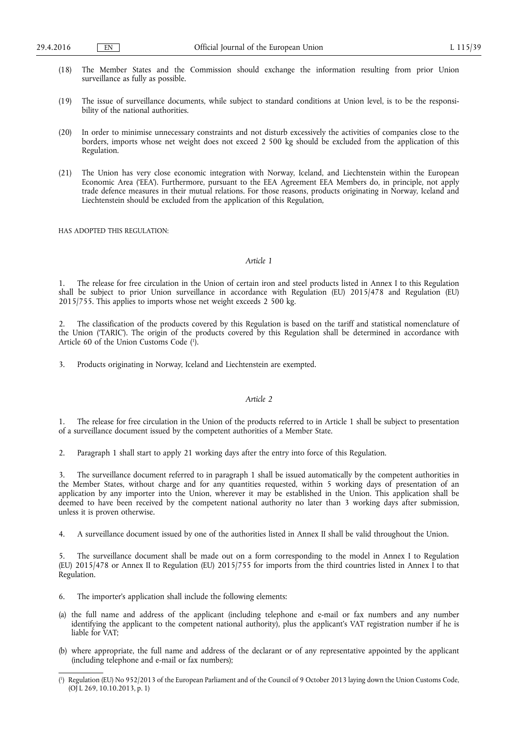(18) The Member States and the Commission should exchange the information resulting from prior Union surveillance as fully as possible.

(19) The issue of surveillance documents, while subject to standard conditions at Union level, is to be the responsibility of the national authorities.

(20) In order to minimise unnecessary constraints and not disturb excessively the activities of companies close to the borders, imports whose net weight does not exceed 2 500 kg should be excluded from the application of this Regulation.

(21) The Union has very close economic integration with Norway, Iceland, and Liechtenstein within the European Economic Area ('EEA'). Furthermore, pursuant to the EEA Agreement EEA Members do, in principle, not apply trade defence measures in their mutual relations. For those reasons, products originating in Norway, Iceland and Liechtenstein should be excluded from the application of this Regulation,

HAS ADOPTED THIS REGULATION:

*Article 1*

1. The release for free circulation in the Union of certain iron and steel products listed in Annex I to this Regulation shall be subject to prior Union surveillance in accordance with Regulation (EU) 2015/478 and Regulation (EU) 2015/755. This applies to imports whose net weight exceeds 2 500 kg.

2. The classification of the products covered by this Regulation is based on the tariff and statistical nomenclature of the Union ('TARIC'). The origin of the products covered by this Regulation shall be determined in accordance with Article 60 of the Union Customs Code [1].

3. Products originating in Norway, Iceland and Liechtenstein are exempted.

*Article 2*

1. The release for free circulation in the Union of the products referred to in Article 1 shall be subject to presentation of a surveillance document issued by the competent authorities of a Member State.

2. Paragraph 1 shall start to apply 21 working days after the entry into force of this Regulation.

3. The surveillance document referred to in paragraph 1 shall be issued automatically by the competent authorities in the Member States, without charge and for any quantities requested, within 5 working days of presentation of an application by any importer into the Union, wherever it may be established in the Union. This application shall be deemed to have been received by the competent national authority no later than 3 working days after submission, unless it is proven otherwise.

4. A surveillance document issued by one of the authorities listed in Annex II shall be valid throughout the Union.

5. The surveillance document shall be made out on a form corresponding to the model in Annex I to Regulation (EU) 2015/478 or Annex II to Regulation (EU) 2015/755 for imports from the third countries listed in Annex I to that Regulation.

6. The importer's application shall include the following elements:

(a) the full name and address of the applicant (including telephone and e-mail or fax numbers and any number identifying the applicant to the competent national authority), plus the applicant's VAT registration number if he is liable for VAT;

(b) where appropriate, the full name and address of the declarant or of any representative appointed by the applicant (including telephone and e-mail or fax numbers);

---

[1] Regulation (EU) No 952/2013 of the European Parliament and of the Council of 9 October 2013 laying down the Union Customs Code, (OJ L 269, 10.10.2013, p. 1)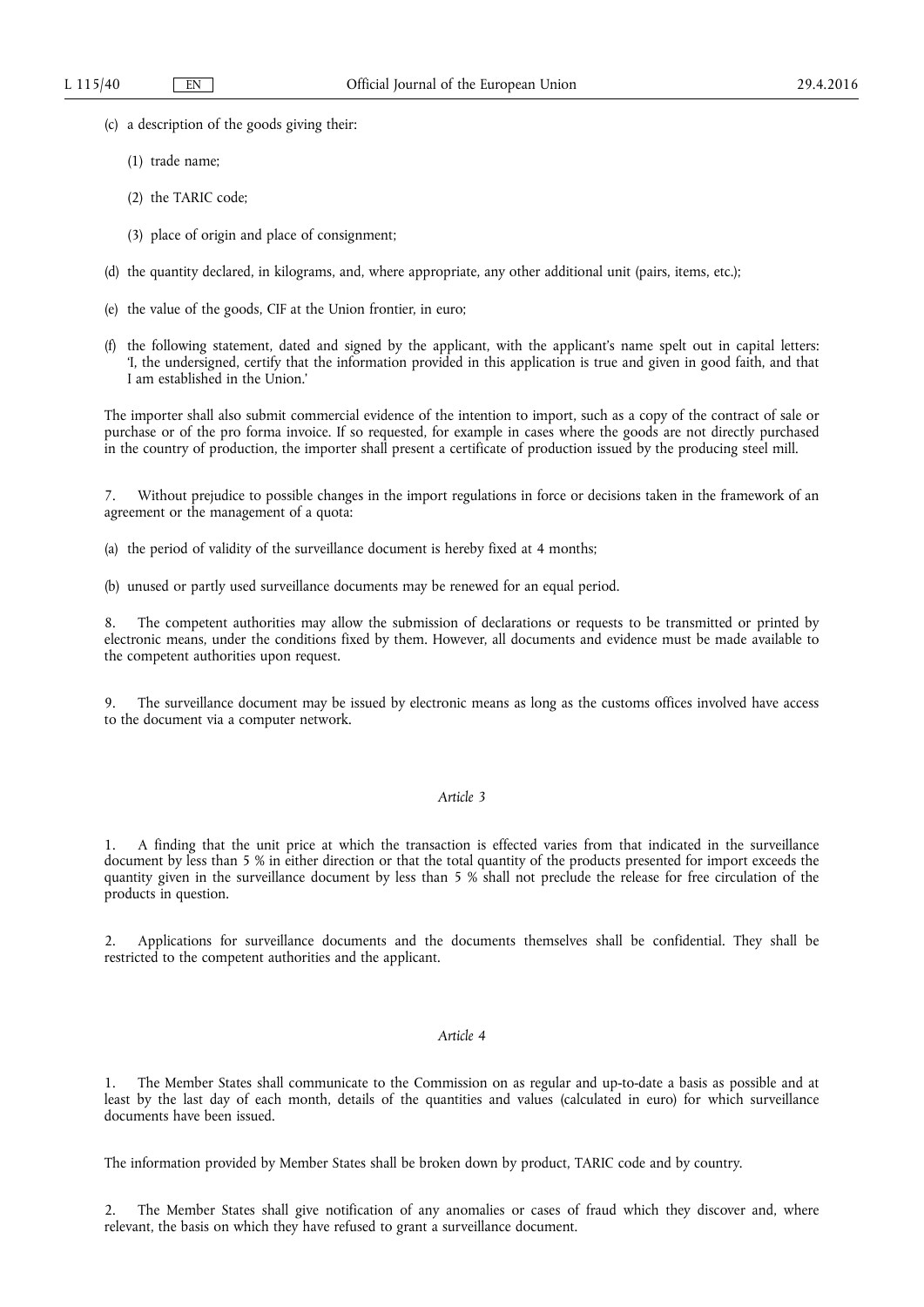(c) a description of the goods giving their:

   (1) trade name;

   (2) the TARIC code;

   (3) place of origin and place of consignment;

(d) the quantity declared, in kilograms, and, where appropriate, any other additional unit (pairs, items, etc.);

(e) the value of the goods, CIF at the Union frontier, in euro;

(f) the following statement, dated and signed by the applicant, with the applicant's name spelt out in capital letters: 'I, the undersigned, certify that the information provided in this application is true and given in good faith, and that I am established in the Union.'

The importer shall also submit commercial evidence of the intention to import, such as a copy of the contract of sale or purchase or of the pro forma invoice. If so requested, for example in cases where the goods are not directly purchased in the country of production, the importer shall present a certificate of production issued by the producing steel mill.

7. Without prejudice to possible changes in the import regulations in force or decisions taken in the framework of an agreement or the management of a quota:

(a) the period of validity of the surveillance document is hereby fixed at 4 months;

(b) unused or partly used surveillance documents may be renewed for an equal period.

8. The competent authorities may allow the submission of declarations or requests to be transmitted or printed by electronic means, under the conditions fixed by them. However, all documents and evidence must be made available to the competent authorities upon request.

9. The surveillance document may be issued by electronic means as long as the customs offices involved have access to the document via a computer network.

*Article 3*

1. A finding that the unit price at which the transaction is effected varies from that indicated in the surveillance document by less than 5 % in either direction or that the total quantity of the products presented for import exceeds the quantity given in the surveillance document by less than 5 % shall not preclude the release for free circulation of the products in question.

2. Applications for surveillance documents and the documents themselves shall be confidential. They shall be restricted to the competent authorities and the applicant.

*Article 4*

1. The Member States shall communicate to the Commission on as regular and up-to-date a basis as possible and at least by the last day of each month, details of the quantities and values (calculated in euro) for which surveillance documents have been issued.

The information provided by Member States shall be broken down by product, TARIC code and by country.

2. The Member States shall give notification of any anomalies or cases of fraud which they discover and, where relevant, the basis on which they have refused to grant a surveillance document.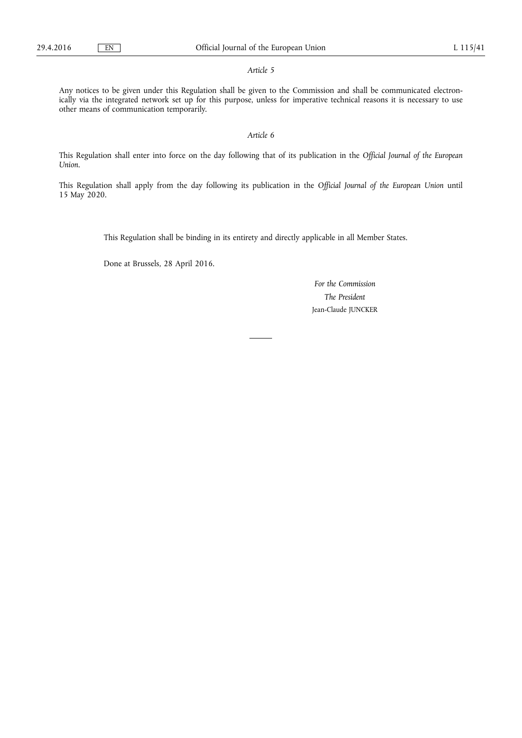*Article 5*

Any notices to be given under this Regulation shall be given to the Commission and shall be communicated electronically via the integrated network set up for this purpose, unless for imperative technical reasons it is necessary to use other means of communication temporarily.

*Article 6*

This Regulation shall enter into force on the day following that of its publication in the *Official Journal of the European Union*.

This Regulation shall apply from the day following its publication in the *Official Journal of the European Union* until 15 May 2020.

This Regulation shall be binding in its entirety and directly applicable in all Member States.

Done at Brussels, 28 April 2016.

*For the Commission*

*The President*

Jean-Claude JUNCKER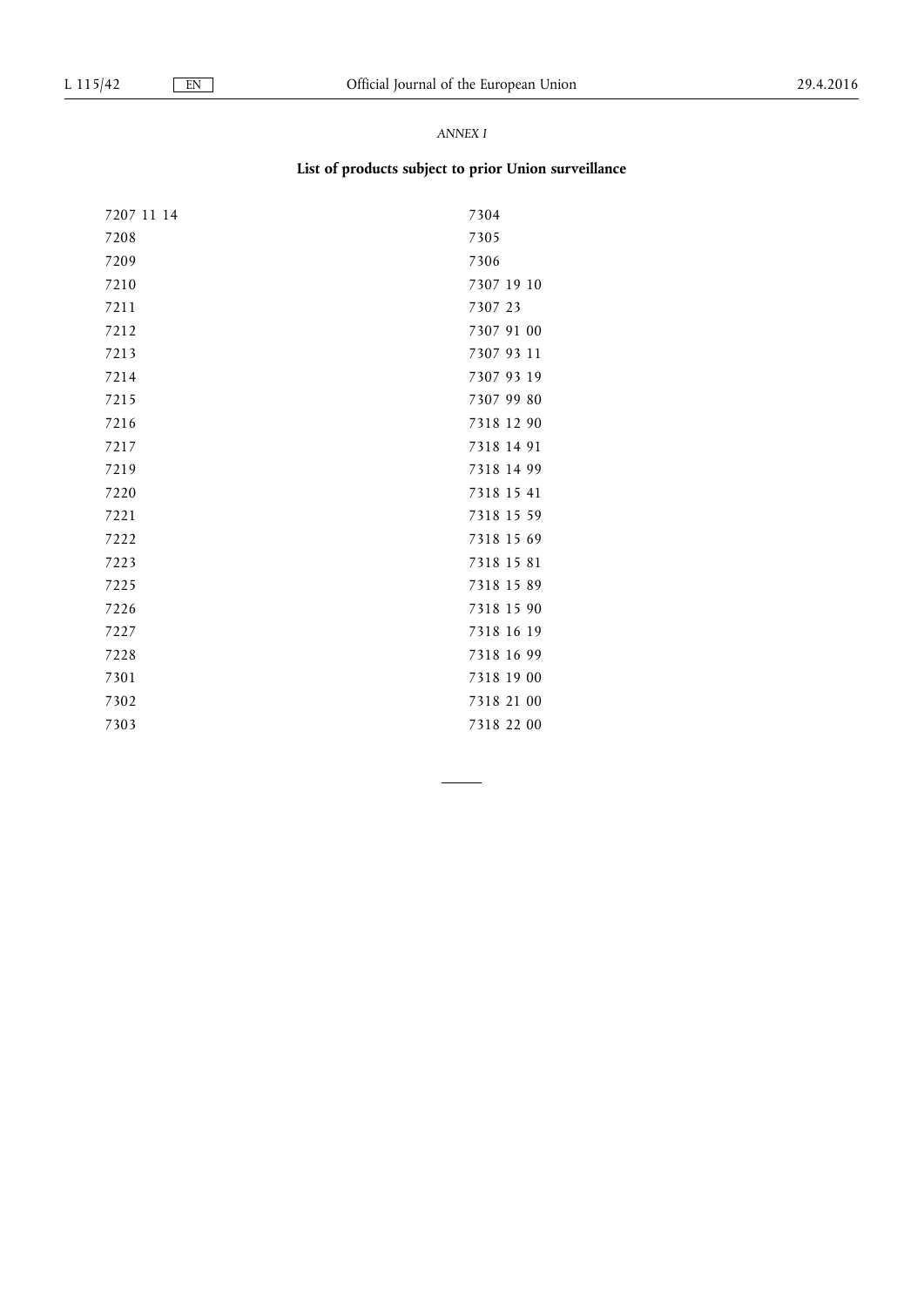*ANNEX I*

## List of products subject to prior Union surveillance

| | |
|---|---|
| 7207 11 14 | 7304 |
| 7208 | 7305 |
| 7209 | 7306 |
| 7210 | 7307 19 10 |
| 7211 | 7307 23 |
| 7212 | 7307 91 00 |
| 7213 | 7307 93 11 |
| 7214 | 7307 93 19 |
| 7215 | 7307 99 80 |
| 7216 | 7318 12 90 |
| 7217 | 7318 14 91 |
| 7219 | 7318 14 99 |
| 7220 | 7318 15 41 |
| 7221 | 7318 15 59 |
| 7222 | 7318 15 69 |
| 7223 | 7318 15 81 |
| 7225 | 7318 15 89 |
| 7226 | 7318 15 90 |
| 7227 | 7318 16 19 |
| 7228 | 7318 16 99 |
| 7301 | 7318 19 00 |
| 7302 | 7318 21 00 |
| 7303 | 7318 22 00 |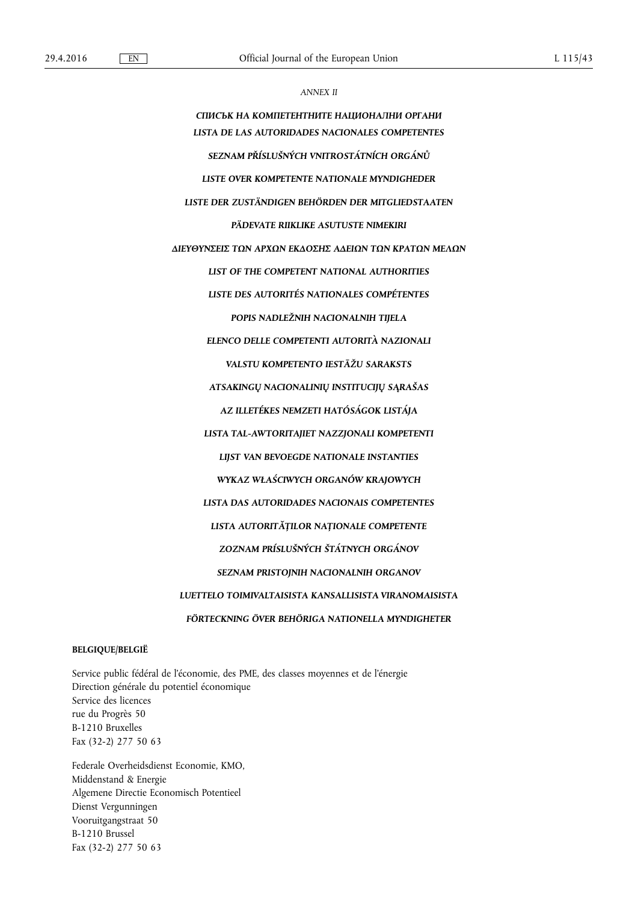*ANNEX II*

***СПИСЪК НА КОМПЕТЕНТНИТЕ НАЦИОНАЛНИ ОРГАНИ***

***LISTA DE LAS AUTORIDADES NACIONALES COMPETENTES***

***SEZNAM PŘÍSLUŠNÝCH VNITROSTÁTNÍCH ORGÁNŮ***

***LISTE OVER KOMPETENTE NATIONALE MYNDIGHEDER***

***LISTE DER ZUSTÄNDIGEN BEHÖRDEN DER MITGLIEDSTAATEN***

***PÄDEVATE RIIKLIKE ASUTUSTE NIMEKIRI***

***ΔΙΕΥΘΥΝΣΕΙΣ ΤΩΝ ΑΡΧΩΝ ΕΚΔΟΣΗΣ ΑΔΕΙΩΝ ΤΩΝ ΚΡΑΤΩΝ ΜΕΛΩΝ***

***LIST OF THE COMPETENT NATIONAL AUTHORITIES***

***LISTE DES AUTORITÉS NATIONALES COMPÉTENTES***

***POPIS NADLEŽNIH NACIONALNIH TIJELA***

***ELENCO DELLE COMPETENTI AUTORITÀ NAZIONALI***

***VALSTU KOMPETENTO IESTĀŽU SARAKSTS***

***ATSAKINGŲ NACIONALINIŲ INSTITUCIJŲ SĄRAŠAS***

***AZ ILLETÉKES NEMZETI HATÓSÁGOK LISTÁJA***

***LISTA TAL-AWTORITAJIET NAZZJONALI KOMPETENTI***

***LIJST VAN BEVOEGDE NATIONALE INSTANTIES***

***WYKAZ WŁAŚCIWYCH ORGANÓW KRAJOWYCH***

***LISTA DAS AUTORIDADES NACIONAIS COMPETENTES***

***LISTA AUTORITĂȚILOR NAȚIONALE COMPETENTE***

***ZOZNAM PRÍSLUŠNÝCH ŠTÁTNYCH ORGÁNOV***

***SEZNAM PRISTOJNIH NACIONALNIH ORGANOV***

***LUETTELO TOIMIVALTAISISTA KANSALLISISTA VIRANOMAISISTA***

***FÖRTECKNING ÖVER BEHÖRIGA NATIONELLA MYNDIGHETER***

**BELGIQUE/BELGIË**

Service public fédéral de l'économie, des PME, des classes moyennes et de l'énergie
Direction générale du potentiel économique
Service des licences
rue du Progrès 50
B-1210 Bruxelles
Fax (32-2) 277 50 63

Federale Overheidsdienst Economie, KMO,
Middenstand & Energie
Algemene Directie Economisch Potentieel
Dienst Vergunningen
Vooruitgangstraat 50
B-1210 Brussel
Fax (32-2) 277 50 63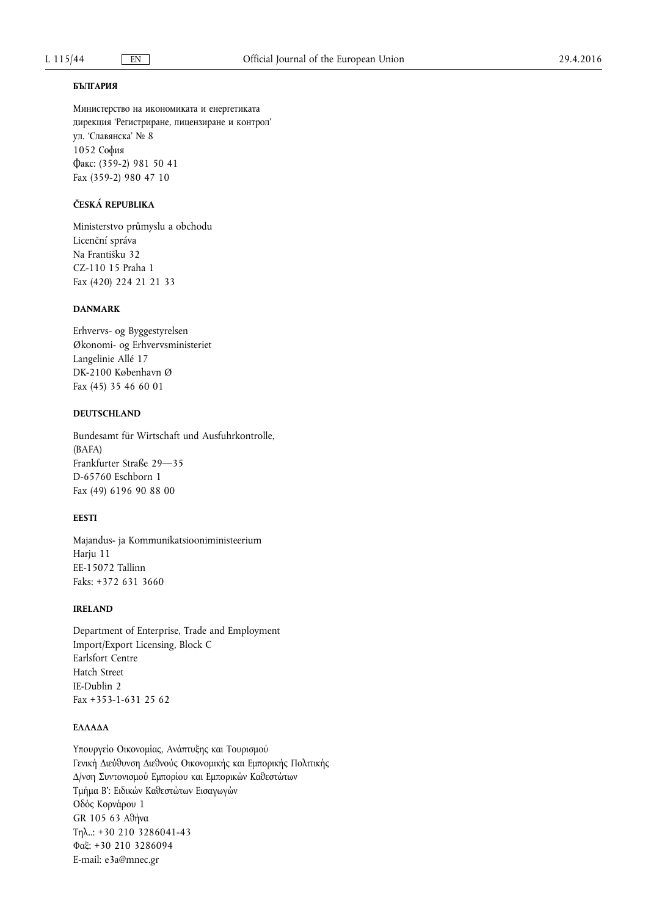**БЪЛГАРИЯ**

Министерство на икономиката и енергетиката
дирекция 'Регистриране, лицензиране и контрол'
ул. 'Славянска' № 8
1052 София
Факс: (359-2) 981 50 41
Fax (359-2) 980 47 10

**ČESKÁ REPUBLIKA**

Ministerstvo průmyslu a obchodu
Licenční správa
Na Františku 32
CZ-110 15 Praha 1
Fax (420) 224 21 21 33

**DANMARK**

Erhvervs- og Byggestyrelsen
Økonomi- og Erhvervsministeriet
Langelinie Allé 17
DK-2100 København Ø
Fax (45) 35 46 60 01

**DEUTSCHLAND**

Bundesamt für Wirtschaft und Ausfuhrkontrolle,
(BAFA)
Frankfurter Straße 29—35
D-65760 Eschborn 1
Fax (49) 6196 90 88 00

**EESTI**

Majandus- ja Kommunikatsiooniministeerium
Harju 11
EE-15072 Tallinn
Faks: +372 631 3660

**IRELAND**

Department of Enterprise, Trade and Employment
Import/Export Licensing, Block C
Earlsfort Centre
Hatch Street
IE-Dublin 2
Fax +353-1-631 25 62

**ΕΛΛΑΔΑ**

Υπουργείο Οικονομίας, Ανάπτυξης και Τουρισμού
Γενική Διεύθυνση Διεθνούς Οικονομικής και Εμπορικής Πολιτικής
Δ/νση Συντονισμού Εμπορίου και Εμπορικών Καθεστώτων
Τμήμα Β': Ειδικών Καθεστώτων Εισαγωγών
Οδός Κορνάρου 1
GR 105 63 Αθήνα
Τηλ..: +30 210 3286041-43
Φαξ: +30 210 3286094
E-mail: e3a@mnec.gr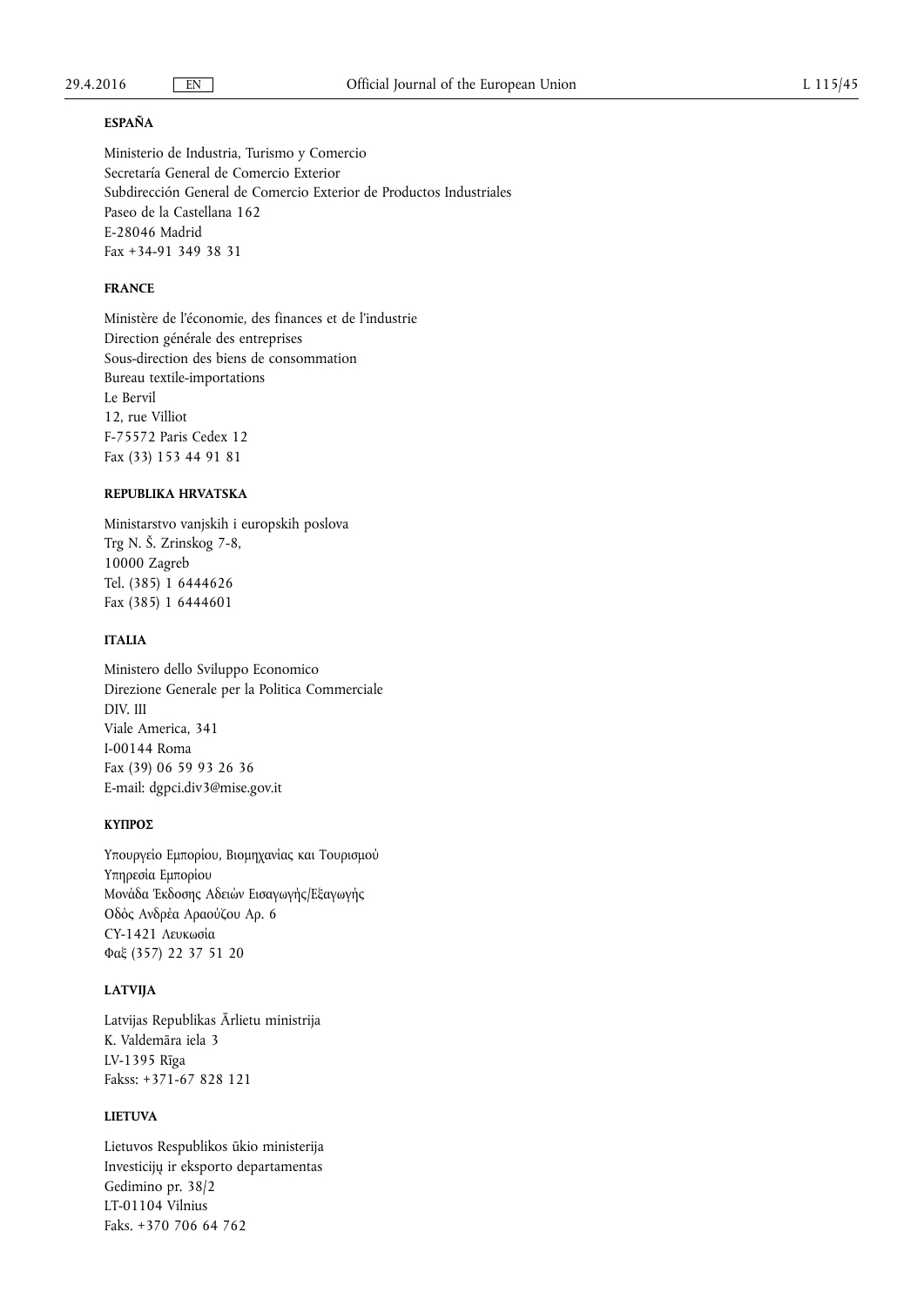**ESPAÑA**

Ministerio de Industria, Turismo y Comercio
Secretaría General de Comercio Exterior
Subdirección General de Comercio Exterior de Productos Industriales
Paseo de la Castellana 162
E-28046 Madrid
Fax +34-91 349 38 31

**FRANCE**

Ministère de l'économie, des finances et de l'industrie
Direction générale des entreprises
Sous-direction des biens de consommation
Bureau textile-importations
Le Bervil
12, rue Villiot
F-75572 Paris Cedex 12
Fax (33) 153 44 91 81

**REPUBLIKA HRVATSKA**

Ministarstvo vanjskih i europskih poslova
Trg N. Š. Zrinskog 7-8,
10000 Zagreb
Tel. (385) 1 6444626
Fax (385) 1 6444601

**ITALIA**

Ministero dello Sviluppo Economico
Direzione Generale per la Politica Commerciale
DIV. III
Viale America, 341
I-00144 Roma
Fax (39) 06 59 93 26 36
E-mail: dgpci.div3@mise.gov.it

**ΚΥΠΡΟΣ**

Υπουργείο Εμπορίου, Βιομηχανίας και Τουρισμού
Υπηρεσία Εμπορίου
Μονάδα Έκδοσης Αδειών Εισαγωγής/Εξαγωγής
Οδός Ανδρέα Αραούζου Αρ. 6
CY-1421 Λευκωσία
Φαξ (357) 22 37 51 20

**LATVIJA**

Latvijas Republikas Ārlietu ministrija
K. Valdemāra iela 3
LV-1395 Rīga
Fakss: +371-67 828 121

**LIETUVA**

Lietuvos Respublikos ūkio ministerija
Investicijų ir eksporto departamentas
Gedimino pr. 38/2
LT-01104 Vilnius
Faks. +370 706 64 762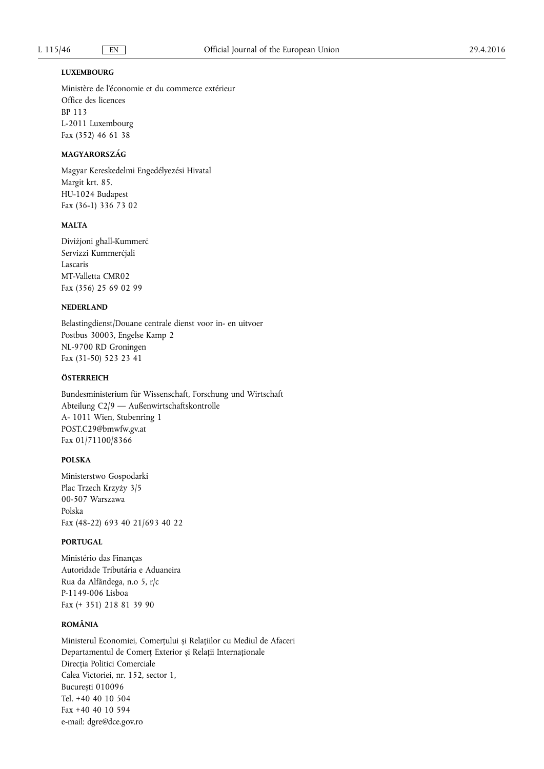**LUXEMBOURG**

Ministère de l'économie et du commerce extérieur
Office des licences
BP 113
L-2011 Luxembourg
Fax (352) 46 61 38

**MAGYARORSZÁG**

Magyar Kereskedelmi Engedélyezési Hivatal
Margit krt. 85.
HU-1024 Budapest
Fax (36-1) 336 73 02

**MALTA**

Diviżjoni għall-Kummerċ
Servizzi Kummerċjali
Lascaris
MT-Valletta CMR02
Fax (356) 25 69 02 99

**NEDERLAND**

Belastingdienst/Douane centrale dienst voor in- en uitvoer
Postbus 30003, Engelse Kamp 2
NL-9700 RD Groningen
Fax (31-50) 523 23 41

**ÖSTERREICH**

Bundesministerium für Wissenschaft, Forschung und Wirtschaft
Abteilung C2/9 — Außenwirtschaftskontrolle
A- 1011 Wien, Stubenring 1
POST.C29@bmwfw.gv.at
Fax 01/71100/8366

**POLSKA**

Ministerstwo Gospodarki
Plac Trzech Krzyży 3/5
00-507 Warszawa
Polska
Fax (48-22) 693 40 21/693 40 22

**PORTUGAL**

Ministério das Finanças
Autoridade Tributária e Aduaneira
Rua da Alfândega, n.o 5, r/c
P-1149-006 Lisboa
Fax (+ 351) 218 81 39 90

**ROMÂNIA**

Ministerul Economiei, Comerțului și Relațiilor cu Mediul de Afaceri
Departamentul de Comerț Exterior și Relații Internaționale
Direcția Politici Comerciale
Calea Victoriei, nr. 152, sector 1,
București 010096
Tel. +40 40 10 504
Fax +40 40 10 594
e-mail: dgre@dce.gov.ro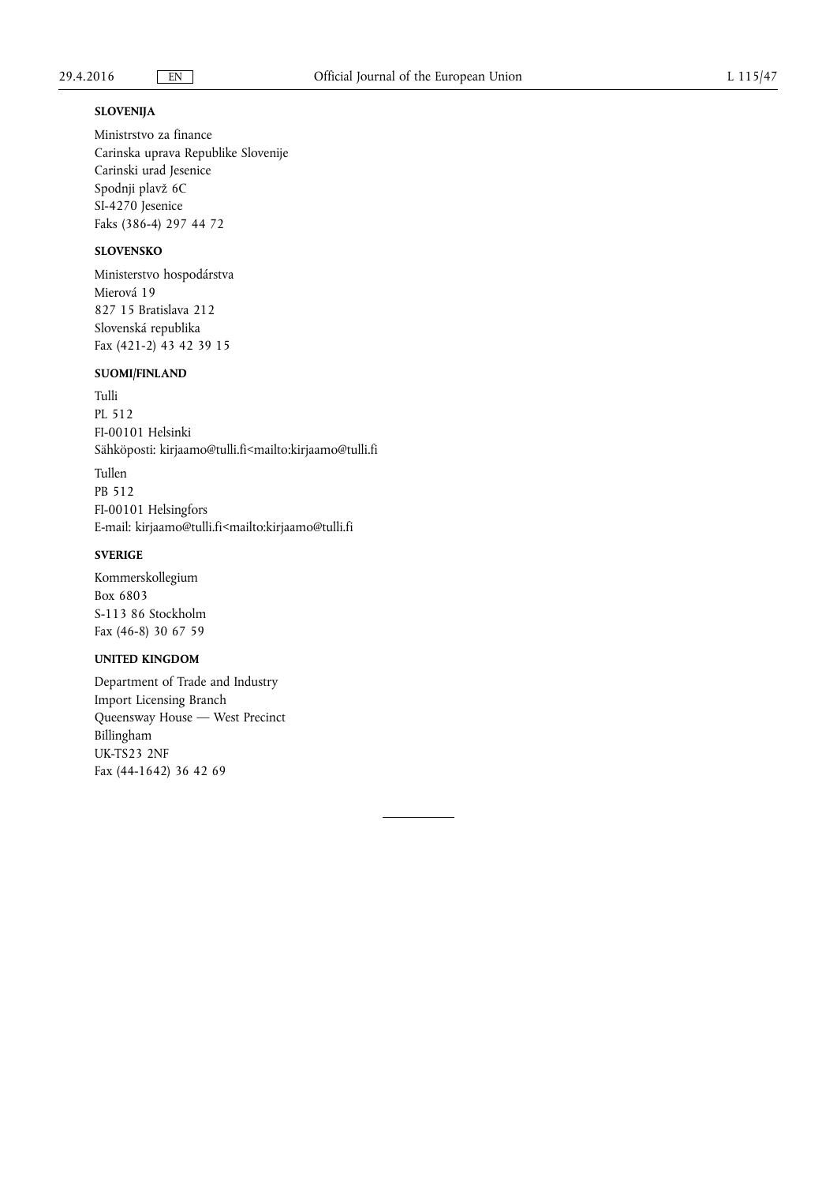**SLOVENIJA**

Ministrstvo za finance
Carinska uprava Republike Slovenije
Carinski urad Jesenice
Spodnji plavž 6C
SI-4270 Jesenice
Faks (386-4) 297 44 72

**SLOVENSKO**

Ministerstvo hospodárstva
Mierová 19
827 15 Bratislava 212
Slovenská republika
Fax (421-2) 43 42 39 15

**SUOMI/FINLAND**

Tulli
PL 512
FI-00101 Helsinki
Sähköposti: kirjaamo@tulli.fi<mailto:kirjaamo@tulli.fi

Tullen
PB 512
FI-00101 Helsingfors
E-mail: kirjaamo@tulli.fi<mailto:kirjaamo@tulli.fi

**SVERIGE**

Kommerskollegium
Box 6803
S-113 86 Stockholm
Fax (46-8) 30 67 59

**UNITED KINGDOM**

Department of Trade and Industry
Import Licensing Branch
Queensway House — West Precinct
Billingham
UK-TS23 2NF
Fax (44-1642) 36 42 69